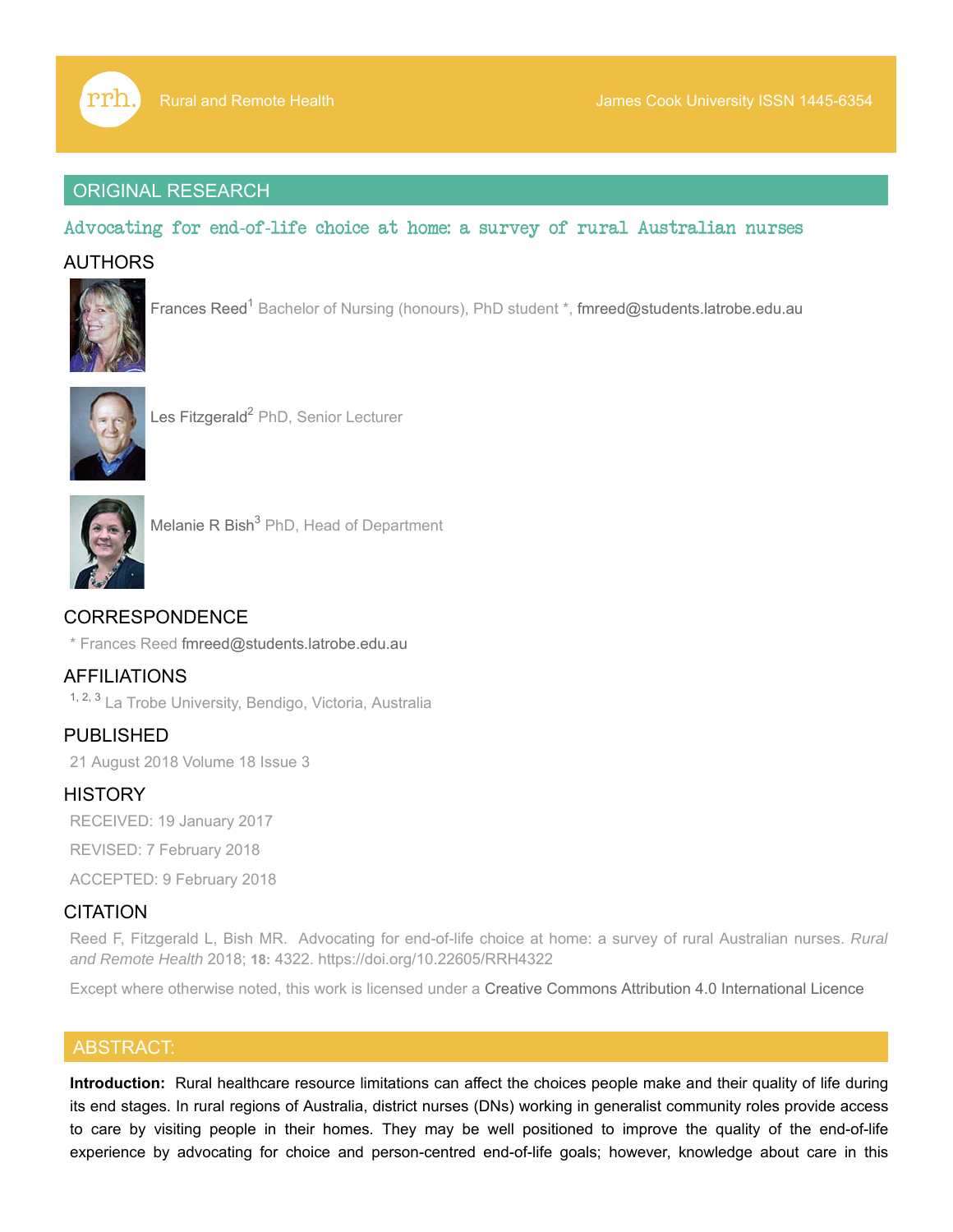ORIGINAL RESEARCH

# Advocating for end-of-life choice at home: a survey of rural Australian nurses

## AUTHORS

Frances Reed[1] Bachelor of Nursing (honours), PhD student *, fmreed@students.latrobe.edu.au

Les Fitzgerald[2] PhD, Senior Lecturer

Melanie R Bish[3] PhD, Head of Department

## CORRESPONDENCE

* Frances Reed fmreed@students.latrobe.edu.au

## AFFILIATIONS

[1, 2, 3] La Trobe University, Bendigo, Victoria, Australia

## PUBLISHED

21 August 2018 Volume 18 Issue 3

## HISTORY

RECEIVED: 19 January 2017

REVISED: 7 February 2018

ACCEPTED: 9 February 2018

## CITATION

Reed F, Fitzgerald L, Bish MR. Advocating for end-of-life choice at home: a survey of rural Australian nurses. *Rural and Remote Health* 2018; **18:** 4322. https://doi.org/10.22605/RRH4322

Except where otherwise noted, this work is licensed under a Creative Commons Attribution 4.0 International Licence

## ABSTRACT:

**Introduction:** Rural healthcare resource limitations can affect the choices people make and their quality of life during its end stages. In rural regions of Australia, district nurses (DNs) working in generalist community roles provide access to care by visiting people in their homes. They may be well positioned to improve the quality of the end-of-life experience by advocating for choice and person-centred end-of-life goals; however, knowledge about care in this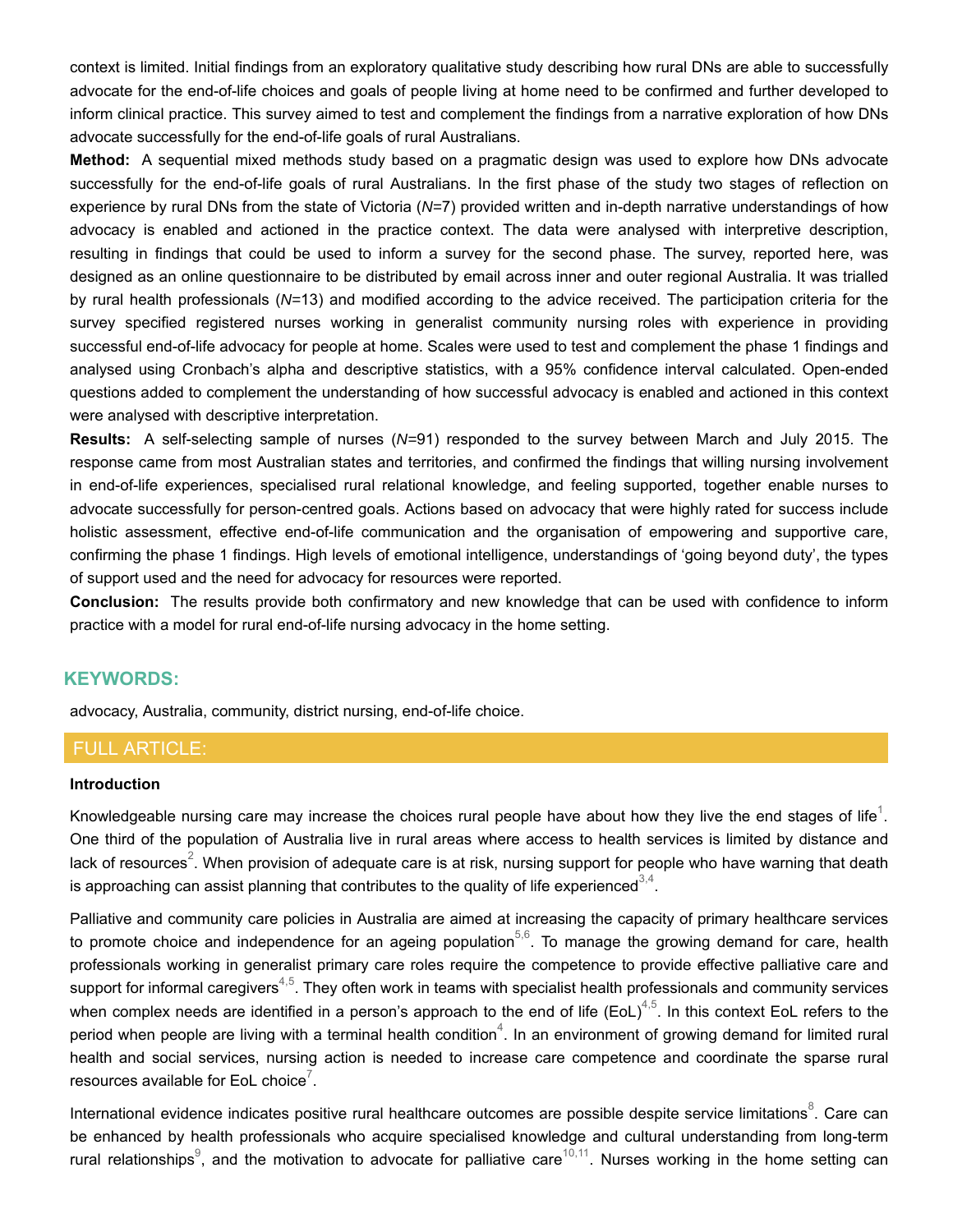context is limited. Initial findings from an exploratory qualitative study describing how rural DNs are able to successfully advocate for the end-of-life choices and goals of people living at home need to be confirmed and further developed to inform clinical practice. This survey aimed to test and complement the findings from a narrative exploration of how DNs advocate successfully for the end-of-life goals of rural Australians.

**Method:** A sequential mixed methods study based on a pragmatic design was used to explore how DNs advocate successfully for the end-of-life goals of rural Australians. In the first phase of the study two stages of reflection on experience by rural DNs from the state of Victoria (*N*=7) provided written and in-depth narrative understandings of how advocacy is enabled and actioned in the practice context. The data were analysed with interpretive description, resulting in findings that could be used to inform a survey for the second phase. The survey, reported here, was designed as an online questionnaire to be distributed by email across inner and outer regional Australia. It was trialled by rural health professionals (*N*=13) and modified according to the advice received. The participation criteria for the survey specified registered nurses working in generalist community nursing roles with experience in providing successful end-of-life advocacy for people at home. Scales were used to test and complement the phase 1 findings and analysed using Cronbach's alpha and descriptive statistics, with a 95% confidence interval calculated. Open-ended questions added to complement the understanding of how successful advocacy is enabled and actioned in this context were analysed with descriptive interpretation.

**Results:** A self-selecting sample of nurses (*N*=91) responded to the survey between March and July 2015. The response came from most Australian states and territories, and confirmed the findings that willing nursing involvement in end-of-life experiences, specialised rural relational knowledge, and feeling supported, together enable nurses to advocate successfully for person-centred goals. Actions based on advocacy that were highly rated for success include holistic assessment, effective end-of-life communication and the organisation of empowering and supportive care, confirming the phase 1 findings. High levels of emotional intelligence, understandings of 'going beyond duty', the types of support used and the need for advocacy for resources were reported.

**Conclusion:** The results provide both confirmatory and new knowledge that can be used with confidence to inform practice with a model for rural end-of-life nursing advocacy in the home setting.

## KEYWORDS:

advocacy, Australia, community, district nursing, end-of-life choice.

## FULL ARTICLE:

### Introduction

Knowledgeable nursing care may increase the choices rural people have about how they live the end stages of life[1]. One third of the population of Australia live in rural areas where access to health services is limited by distance and lack of resources[2]. When provision of adequate care is at risk, nursing support for people who have warning that death is approaching can assist planning that contributes to the quality of life experienced[3,4].

Palliative and community care policies in Australia are aimed at increasing the capacity of primary healthcare services to promote choice and independence for an ageing population[5,6]. To manage the growing demand for care, health professionals working in generalist primary care roles require the competence to provide effective palliative care and support for informal caregivers[4,5]. They often work in teams with specialist health professionals and community services when complex needs are identified in a person's approach to the end of life (EoL)[4,5]. In this context EoL refers to the period when people are living with a terminal health condition[4]. In an environment of growing demand for limited rural health and social services, nursing action is needed to increase care competence and coordinate the sparse rural resources available for EoL choice[7].

International evidence indicates positive rural healthcare outcomes are possible despite service limitations[8]. Care can be enhanced by health professionals who acquire specialised knowledge and cultural understanding from long-term rural relationships[9], and the motivation to advocate for palliative care[10,11]. Nurses working in the home setting can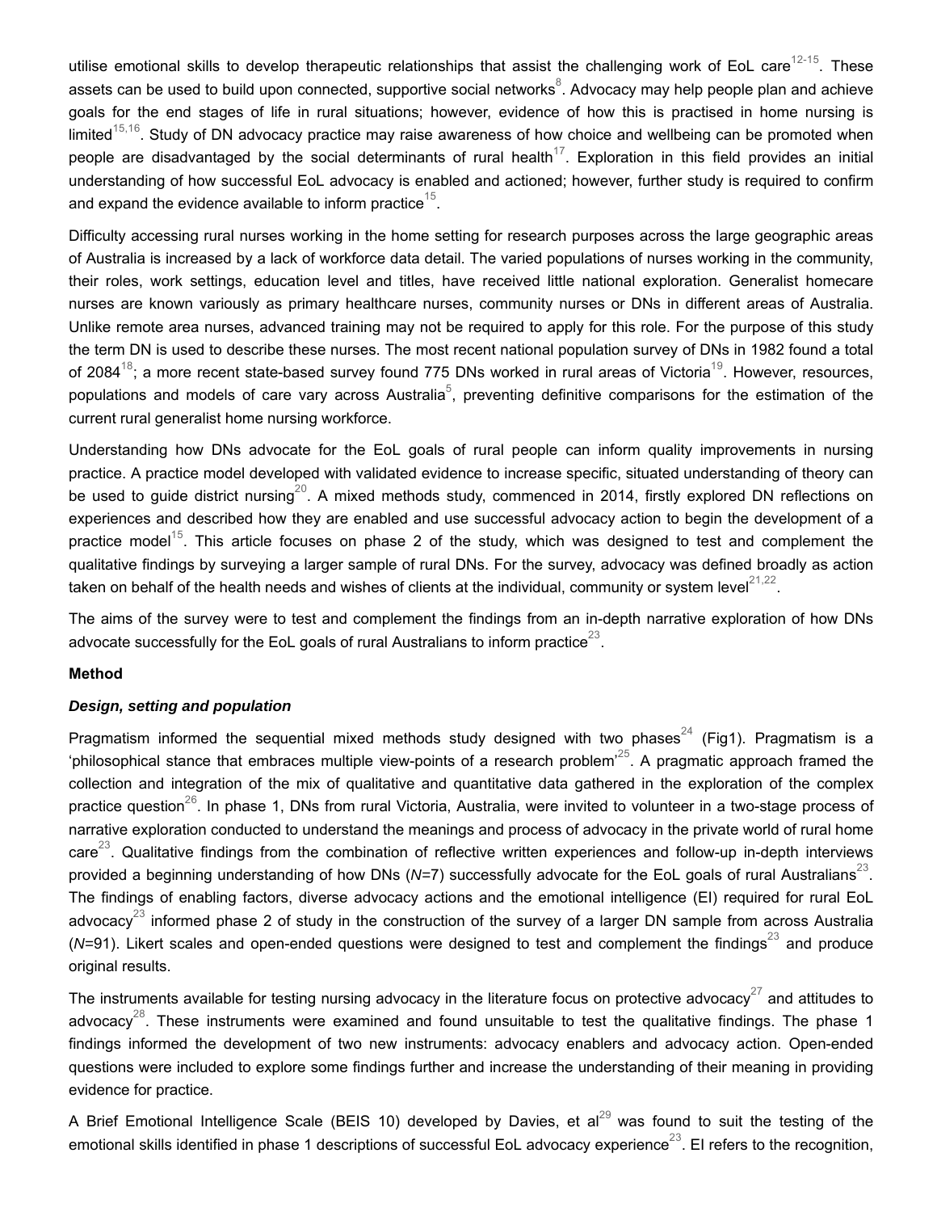utilise emotional skills to develop therapeutic relationships that assist the challenging work of EoL care[12-15]. These assets can be used to build upon connected, supportive social networks[8]. Advocacy may help people plan and achieve goals for the end stages of life in rural situations; however, evidence of how this is practised in home nursing is limited[15,16]. Study of DN advocacy practice may raise awareness of how choice and wellbeing can be promoted when people are disadvantaged by the social determinants of rural health[17]. Exploration in this field provides an initial understanding of how successful EoL advocacy is enabled and actioned; however, further study is required to confirm and expand the evidence available to inform practice[15].

Difficulty accessing rural nurses working in the home setting for research purposes across the large geographic areas of Australia is increased by a lack of workforce data detail. The varied populations of nurses working in the community, their roles, work settings, education level and titles, have received little national exploration. Generalist homecare nurses are known variously as primary healthcare nurses, community nurses or DNs in different areas of Australia. Unlike remote area nurses, advanced training may not be required to apply for this role. For the purpose of this study the term DN is used to describe these nurses. The most recent national population survey of DNs in 1982 found a total of 2084[18]; a more recent state-based survey found 775 DNs worked in rural areas of Victoria[19]. However, resources, populations and models of care vary across Australia[5], preventing definitive comparisons for the estimation of the current rural generalist home nursing workforce.

Understanding how DNs advocate for the EoL goals of rural people can inform quality improvements in nursing practice. A practice model developed with validated evidence to increase specific, situated understanding of theory can be used to guide district nursing[20]. A mixed methods study, commenced in 2014, firstly explored DN reflections on experiences and described how they are enabled and use successful advocacy action to begin the development of a practice model[15]. This article focuses on phase 2 of the study, which was designed to test and complement the qualitative findings by surveying a larger sample of rural DNs. For the survey, advocacy was defined broadly as action taken on behalf of the health needs and wishes of clients at the individual, community or system level[21,22].

The aims of the survey were to test and complement the findings from an in-depth narrative exploration of how DNs advocate successfully for the EoL goals of rural Australians to inform practice[23].

## Method

### *Design, setting and population*

Pragmatism informed the sequential mixed methods study designed with two phases[24] (Fig1). Pragmatism is a 'philosophical stance that embraces multiple view-points of a research problem'[25]. A pragmatic approach framed the collection and integration of the mix of qualitative and quantitative data gathered in the exploration of the complex practice question[26]. In phase 1, DNs from rural Victoria, Australia, were invited to volunteer in a two-stage process of narrative exploration conducted to understand the meanings and process of advocacy in the private world of rural home care[23]. Qualitative findings from the combination of reflective written experiences and follow-up in-depth interviews provided a beginning understanding of how DNs (*N*=7) successfully advocate for the EoL goals of rural Australians[23]. The findings of enabling factors, diverse advocacy actions and the emotional intelligence (EI) required for rural EoL advocacy[23] informed phase 2 of study in the construction of the survey of a larger DN sample from across Australia (*N*=91). Likert scales and open-ended questions were designed to test and complement the findings[23] and produce original results.

The instruments available for testing nursing advocacy in the literature focus on protective advocacy[27] and attitudes to advocacy[28]. These instruments were examined and found unsuitable to test the qualitative findings. The phase 1 findings informed the development of two new instruments: advocacy enablers and advocacy action. Open-ended questions were included to explore some findings further and increase the understanding of their meaning in providing evidence for practice.

A Brief Emotional Intelligence Scale (BEIS 10) developed by Davies, et al[29] was found to suit the testing of the emotional skills identified in phase 1 descriptions of successful EoL advocacy experience[23]. EI refers to the recognition,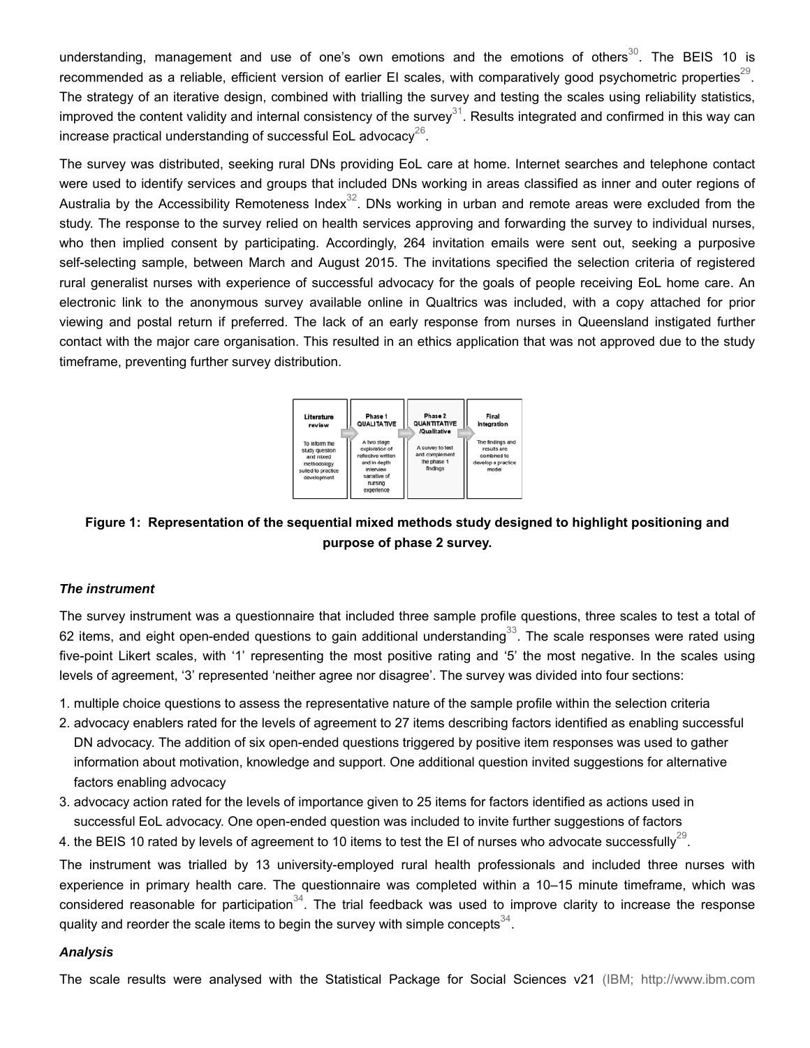understanding, management and use of one's own emotions and the emotions of others[30]. The BEIS 10 is recommended as a reliable, efficient version of earlier EI scales, with comparatively good psychometric properties[29]. The strategy of an iterative design, combined with trialling the survey and testing the scales using reliability statistics, improved the content validity and internal consistency of the survey[31]. Results integrated and confirmed in this way can increase practical understanding of successful EoL advocacy[26].

The survey was distributed, seeking rural DNs providing EoL care at home. Internet searches and telephone contact were used to identify services and groups that included DNs working in areas classified as inner and outer regions of Australia by the Accessibility Remoteness Index[32]. DNs working in urban and remote areas were excluded from the study. The response to the survey relied on health services approving and forwarding the survey to individual nurses, who then implied consent by participating. Accordingly, 264 invitation emails were sent out, seeking a purposive self-selecting sample, between March and August 2015. The invitations specified the selection criteria of registered rural generalist nurses with experience of successful advocacy for the goals of people receiving EoL home care. An electronic link to the anonymous survey available online in Qualtrics was included, with a copy attached for prior viewing and postal return if preferred. The lack of an early response from nurses in Queensland instigated further contact with the major care organisation. This resulted in an ethics application that was not approved due to the study timeframe, preventing further survey distribution.

| Literature review | Phase 1 QUALITATIVE | Phase 2 QUANTITATIVE /Qualitative | Final integration |
|---|---|---|---|
| To inform the study question and mixed methodology suited to practice development | A two stage exploration of reflective written and in depth interview narrative of nursing experience | A survey to test and complement the phase 1 findings | The findings and results are combined to develop a practice model |

**Figure 1: Representation of the sequential mixed methods study designed to highlight positioning and purpose of phase 2 survey.**

### *The instrument*

The survey instrument was a questionnaire that included three sample profile questions, three scales to test a total of 62 items, and eight open-ended questions to gain additional understanding[33]. The scale responses were rated using five-point Likert scales, with '1' representing the most positive rating and '5' the most negative. In the scales using levels of agreement, '3' represented 'neither agree nor disagree'. The survey was divided into four sections:

1. multiple choice questions to assess the representative nature of the sample profile within the selection criteria
2. advocacy enablers rated for the levels of agreement to 27 items describing factors identified as enabling successful DN advocacy. The addition of six open-ended questions triggered by positive item responses was used to gather information about motivation, knowledge and support. One additional question invited suggestions for alternative factors enabling advocacy
3. advocacy action rated for the levels of importance given to 25 items for factors identified as actions used in successful EoL advocacy. One open-ended question was included to invite further suggestions of factors
4. the BEIS 10 rated by levels of agreement to 10 items to test the EI of nurses who advocate successfully[29].

The instrument was trialled by 13 university-employed rural health professionals and included three nurses with experience in primary health care. The questionnaire was completed within a 10–15 minute timeframe, which was considered reasonable for participation[34]. The trial feedback was used to improve clarity to increase the response quality and reorder the scale items to begin the survey with simple concepts[34].

### *Analysis*

The scale results were analysed with the Statistical Package for Social Sciences v21 (IBM; http://www.ibm.com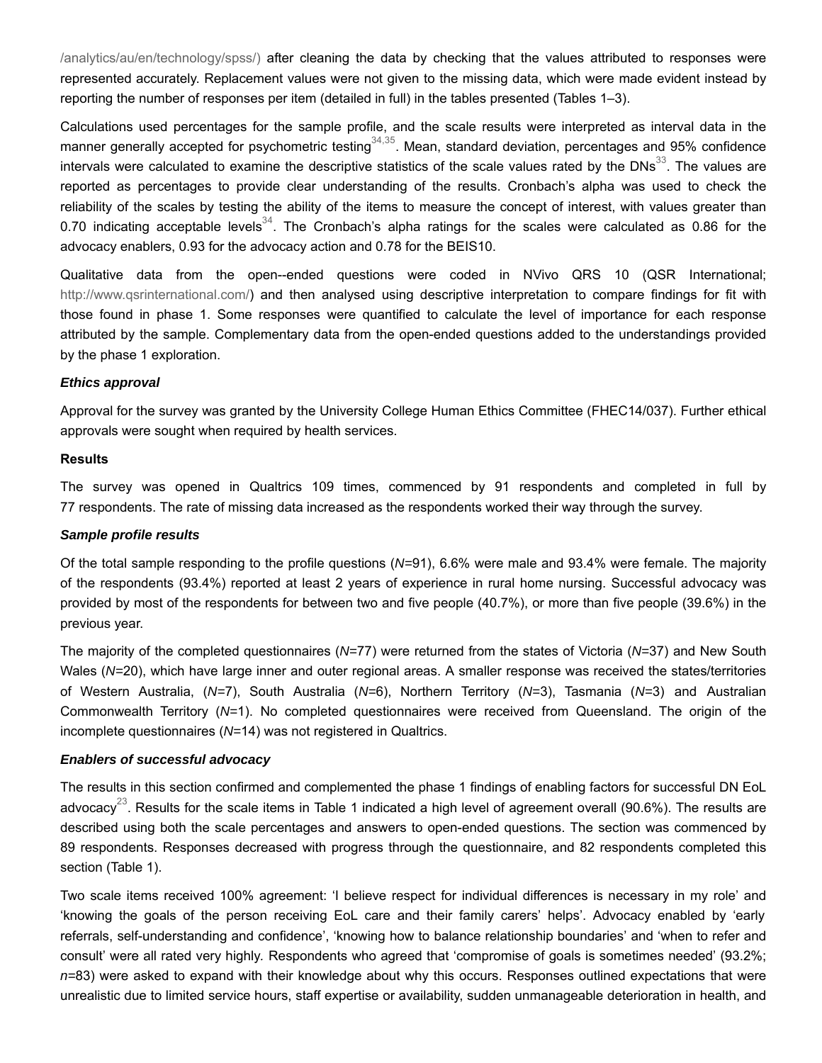/analytics/au/en/technology/spss/) after cleaning the data by checking that the values attributed to responses were represented accurately. Replacement values were not given to the missing data, which were made evident instead by reporting the number of responses per item (detailed in full) in the tables presented (Tables 1–3).

Calculations used percentages for the sample profile, and the scale results were interpreted as interval data in the manner generally accepted for psychometric testing[34,35]. Mean, standard deviation, percentages and 95% confidence intervals were calculated to examine the descriptive statistics of the scale values rated by the DNs[33]. The values are reported as percentages to provide clear understanding of the results. Cronbach's alpha was used to check the reliability of the scales by testing the ability of the items to measure the concept of interest, with values greater than 0.70 indicating acceptable levels[34]. The Cronbach's alpha ratings for the scales were calculated as 0.86 for the advocacy enablers, 0.93 for the advocacy action and 0.78 for the BEIS10.

Qualitative data from the open--ended questions were coded in NVivo QRS 10 (QSR International; http://www.qsrinternational.com/) and then analysed using descriptive interpretation to compare findings for fit with those found in phase 1. Some responses were quantified to calculate the level of importance for each response attributed by the sample. Complementary data from the open-ended questions added to the understandings provided by the phase 1 exploration.

### *Ethics approval*

Approval for the survey was granted by the University College Human Ethics Committee (FHEC14/037). Further ethical approvals were sought when required by health services.

## Results

The survey was opened in Qualtrics 109 times, commenced by 91 respondents and completed in full by 77 respondents. The rate of missing data increased as the respondents worked their way through the survey.

### *Sample profile results*

Of the total sample responding to the profile questions (*N*=91), 6.6% were male and 93.4% were female. The majority of the respondents (93.4%) reported at least 2 years of experience in rural home nursing. Successful advocacy was provided by most of the respondents for between two and five people (40.7%), or more than five people (39.6%) in the previous year.

The majority of the completed questionnaires (*N*=77) were returned from the states of Victoria (*N*=37) and New South Wales (*N*=20), which have large inner and outer regional areas. A smaller response was received the states/territories of Western Australia, (*N*=7), South Australia (*N*=6), Northern Territory (*N*=3), Tasmania (*N*=3) and Australian Commonwealth Territory (*N*=1). No completed questionnaires were received from Queensland. The origin of the incomplete questionnaires (*N*=14) was not registered in Qualtrics.

### *Enablers of successful advocacy*

The results in this section confirmed and complemented the phase 1 findings of enabling factors for successful DN EoL advocacy[23]. Results for the scale items in Table 1 indicated a high level of agreement overall (90.6%). The results are described using both the scale percentages and answers to open-ended questions. The section was commenced by 89 respondents. Responses decreased with progress through the questionnaire, and 82 respondents completed this section (Table 1).

Two scale items received 100% agreement: 'I believe respect for individual differences is necessary in my role' and 'knowing the goals of the person receiving EoL care and their family carers' helps'. Advocacy enabled by 'early referrals, self-understanding and confidence', 'knowing how to balance relationship boundaries' and 'when to refer and consult' were all rated very highly. Respondents who agreed that 'compromise of goals is sometimes needed' (93.2%; *n*=83) were asked to expand with their knowledge about why this occurs. Responses outlined expectations that were unrealistic due to limited service hours, staff expertise or availability, sudden unmanageable deterioration in health, and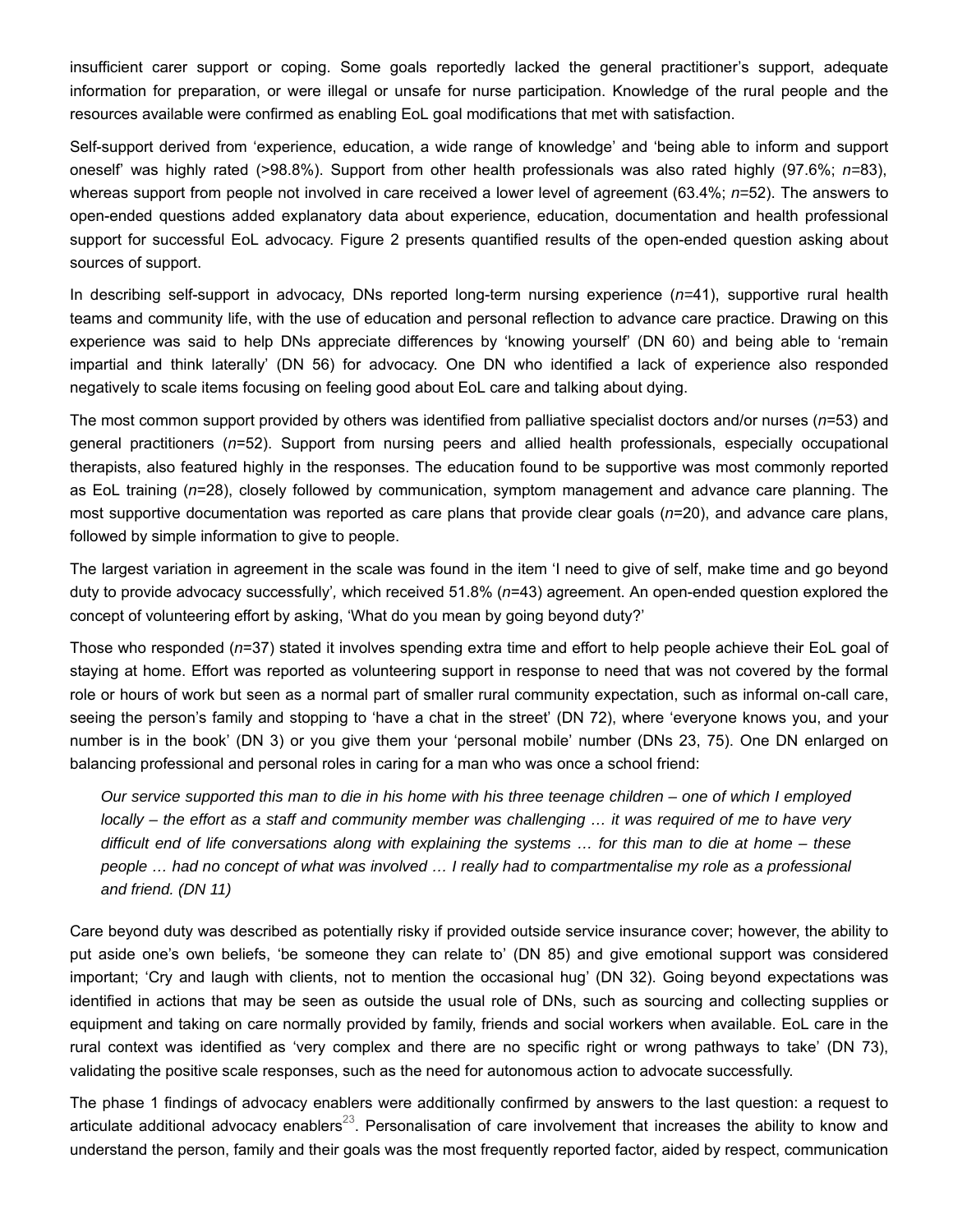insufficient carer support or coping. Some goals reportedly lacked the general practitioner's support, adequate information for preparation, or were illegal or unsafe for nurse participation. Knowledge of the rural people and the resources available were confirmed as enabling EoL goal modifications that met with satisfaction.

Self-support derived from 'experience, education, a wide range of knowledge' and 'being able to inform and support oneself' was highly rated (>98.8%). Support from other health professionals was also rated highly (97.6%; *n*=83), whereas support from people not involved in care received a lower level of agreement (63.4%; *n*=52). The answers to open-ended questions added explanatory data about experience, education, documentation and health professional support for successful EoL advocacy. Figure 2 presents quantified results of the open-ended question asking about sources of support.

In describing self-support in advocacy, DNs reported long-term nursing experience (*n*=41), supportive rural health teams and community life, with the use of education and personal reflection to advance care practice. Drawing on this experience was said to help DNs appreciate differences by 'knowing yourself' (DN 60) and being able to 'remain impartial and think laterally' (DN 56) for advocacy. One DN who identified a lack of experience also responded negatively to scale items focusing on feeling good about EoL care and talking about dying.

The most common support provided by others was identified from palliative specialist doctors and/or nurses (*n*=53) and general practitioners (*n*=52). Support from nursing peers and allied health professionals, especially occupational therapists, also featured highly in the responses. The education found to be supportive was most commonly reported as EoL training (*n*=28), closely followed by communication, symptom management and advance care planning. The most supportive documentation was reported as care plans that provide clear goals (*n*=20), and advance care plans, followed by simple information to give to people.

The largest variation in agreement in the scale was found in the item 'I need to give of self, make time and go beyond duty to provide advocacy successfully', which received 51.8% (*n*=43) agreement. An open-ended question explored the concept of volunteering effort by asking, 'What do you mean by going beyond duty?'

Those who responded (*n*=37) stated it involves spending extra time and effort to help people achieve their EoL goal of staying at home. Effort was reported as volunteering support in response to need that was not covered by the formal role or hours of work but seen as a normal part of smaller rural community expectation, such as informal on-call care, seeing the person's family and stopping to 'have a chat in the street' (DN 72), where 'everyone knows you, and your number is in the book' (DN 3) or you give them your 'personal mobile' number (DNs 23, 75). One DN enlarged on balancing professional and personal roles in caring for a man who was once a school friend:

> *Our service supported this man to die in his home with his three teenage children – one of which I employed locally – the effort as a staff and community member was challenging … it was required of me to have very difficult end of life conversations along with explaining the systems … for this man to die at home – these people … had no concept of what was involved … I really had to compartmentalise my role as a professional and friend. (DN 11)*

Care beyond duty was described as potentially risky if provided outside service insurance cover; however, the ability to put aside one's own beliefs, 'be someone they can relate to' (DN 85) and give emotional support was considered important; 'Cry and laugh with clients, not to mention the occasional hug' (DN 32). Going beyond expectations was identified in actions that may be seen as outside the usual role of DNs, such as sourcing and collecting supplies or equipment and taking on care normally provided by family, friends and social workers when available. EoL care in the rural context was identified as 'very complex and there are no specific right or wrong pathways to take' (DN 73), validating the positive scale responses, such as the need for autonomous action to advocate successfully.

The phase 1 findings of advocacy enablers were additionally confirmed by answers to the last question: a request to articulate additional advocacy enablers[23]. Personalisation of care involvement that increases the ability to know and understand the person, family and their goals was the most frequently reported factor, aided by respect, communication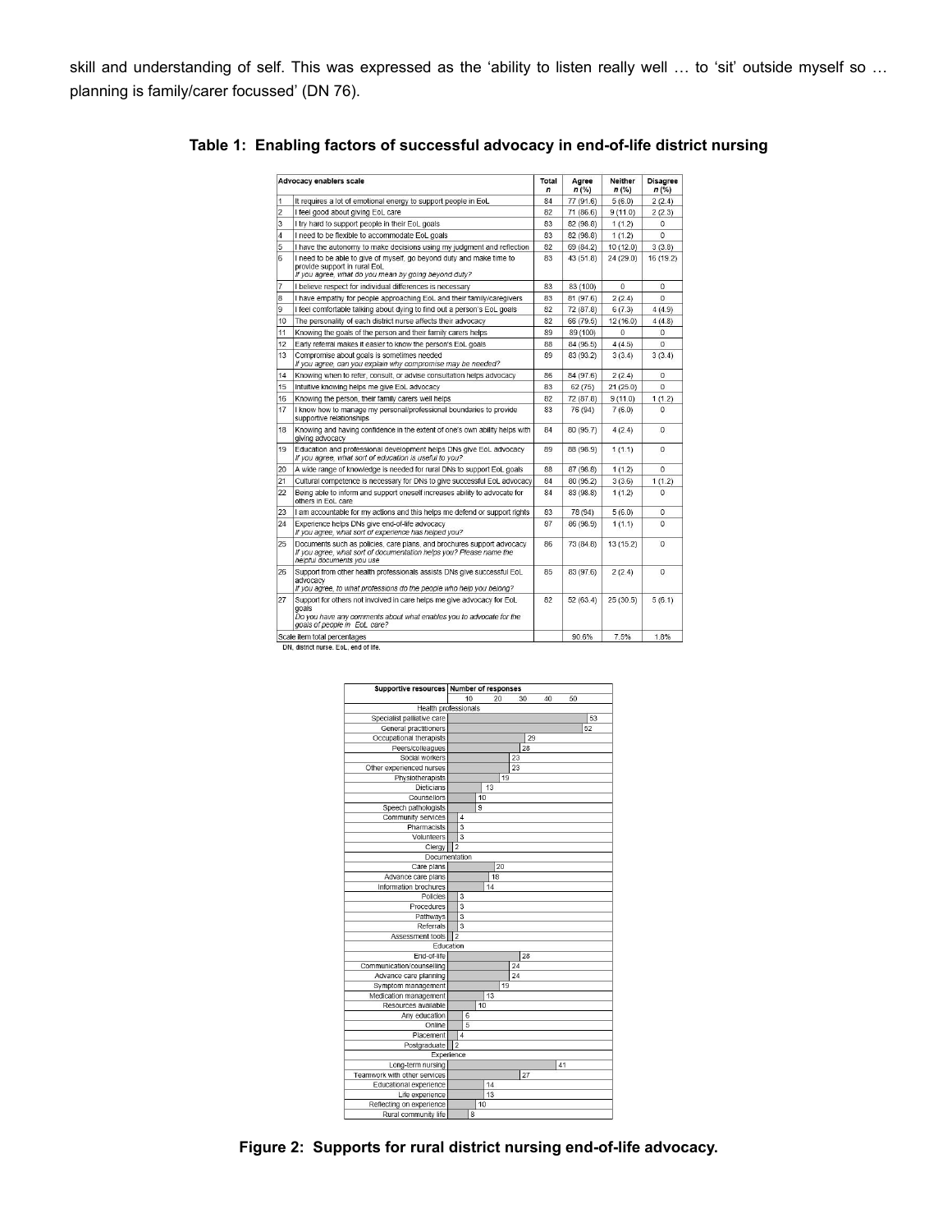skill and understanding of self. This was expressed as the 'ability to listen really well … to 'sit' outside myself so … planning is family/carer focussed' (DN 76).

**Table 1: Enabling factors of successful advocacy in end-of-life district nursing**

| | Advocacy enablers scale | Total *n* | Agree *n* (%) | Neither *n* (%) | Disagree *n* (%) |
|---|---|---|---|---|---|
| 1 | It requires a lot of emotional energy to support people in EoL | 84 | 77 (91.6) | 5 (6.0) | 2 (2.4) |
| 2 | I feel good about giving EoL care | 82 | 71 (86.6) | 9 (11.0) | 2 (2.3) |
| 3 | I try hard to support people in their EoL goals | 83 | 82 (98.8) | 1 (1.2) | 0 |
| 4 | I need to be flexible to accommodate EoL goals | 83 | 82 (98.8) | 1 (1.2) | 0 |
| 5 | I have the autonomy to make decisions using my judgment and reflection | 82 | 69 (84.2) | 10 (12.0) | 3 (3.8) |
| 6 | I need to be able to give of myself, go beyond duty and make time to provide support in rural EoL *If you agree, what do you mean by going beyond duty?* | 83 | 43 (51.8) | 24 (29.0) | 16 (19.2) |
| 7 | I believe respect for individual differences is necessary | 83 | 83 (100) | 0 | 0 |
| 8 | I have empathy for people approaching EoL and their family/caregivers | 83 | 81 (97.6) | 2 (2.4) | 0 |
| 9 | I feel comfortable talking about dying to find out a person's EoL goals | 82 | 72 (87.8) | 6 (7.3) | 4 (4.9) |
| 10 | The personality of each district nurse affects their advocacy | 82 | 66 (79.5) | 12 (16.0) | 4 (4.8) |
| 11 | Knowing the goals of the person and their family carers helps | 89 | 89 (100) | 0 | 0 |
| 12 | Early referral makes it easier to know the person's EoL goals | 88 | 84 (95.5) | 4 (4.5) | 0 |
| 13 | Compromise about goals is sometimes needed *If you agree, can you explain why compromise may be needed?* | 89 | 83 (93.2) | 3 (3.4) | 3 (3.4) |
| 14 | Knowing when to refer, consult, or advise consultation helps advocacy | 86 | 84 (97.6) | 2 (2.4) | 0 |
| 15 | Intuitive knowing helps me give EoL advocacy | 83 | 62 (75) | 21 (25.0) | 0 |
| 16 | Knowing the person, their family carers well helps | 82 | 72 (87.8) | 9 (11.0) | 1 (1.2) |
| 17 | I know how to manage my personal/professional boundaries to provide supportive relationships | 83 | 76 (94) | 7 (6.0) | 0 |
| 18 | Knowing and having confidence in the extent of one's own ability helps with giving advocacy | 84 | 80 (95.7) | 4 (2.4) | 0 |
| 19 | Education and professional development helps DNs give EoL advocacy *If you agree, what sort of education is useful to you?* | 89 | 88 (98.9) | 1 (1.1) | 0 |
| 20 | A wide range of knowledge is needed for rural DNs to support EoL goals | 88 | 87 (98.8) | 1 (1.2) | 0 |
| 21 | Cultural competence is necessary for DNs to give successful EoL advocacy | 84 | 80 (95.2) | 3 (3.6) | 1 (1.2) |
| 22 | Being able to inform and support oneself increases ability to advocate for others in EoL care | 84 | 83 (98.8) | 1 (1.2) | 0 |
| 23 | I am accountable for my actions and this helps me defend or support rights | 83 | 78 (94) | 5 (6.0) | 0 |
| 24 | Experience helps DNs give end-of-life advocacy *If you agree, what sort of experience has helped you?* | 87 | 86 (98.9) | 1 (1.1) | 0 |
| 25 | Documents such as policies, care plans, and brochures support advocacy *If you agree, what sort of documentation helps you? Please name the helpful documents you use* | 86 | 73 (84.8) | 13 (15.2) | 0 |
| 26 | Support from other health professionals assists DNs give successful EoL advocacy *If you agree, to what professions do the people who help you belong?* | 85 | 83 (97.6) | 2 (2.4) | 0 |
| 27 | Support for others not involved in care helps me give advocacy for EoL goals *Do you have any comments about what enables you to advocate for the goals of people in EoL care?* | 82 | 52 (63.4) | 25 (30.5) | 5 (6.1) |
| | Scale item total percentages | | 90.6% | 7.5% | 1.8% |

DN, district nurse. EoL, end of life.

| Supportive resources | Number of responses |
|---|---|
| **Health professionals** | |
| Specialist palliative care | 53 |
| General practitioners | 52 |
| Occupational therapists | 29 |
| Peers/colleagues | 28 |
| Social workers | 23 |
| Other experienced nurses | 23 |
| Physiotherapists | 19 |
| Dieticians | 13 |
| Counsellors | 10 |
| Speech pathologists | 9 |
| Community services | 4 |
| Pharmacists | 3 |
| Volunteers | 3 |
| Clergy | 2 |
| **Documentation** | |
| Care plans | 20 |
| Advance care plans | 18 |
| Information brochures | 14 |
| Policies | 3 |
| Procedures | 3 |
| Pathways | 3 |
| Referrals | 3 |
| Assessment tools | 2 |
| **Education** | |
| End-of-life | 28 |
| Communication/counselling | 24 |
| Advance care planning | 24 |
| Symptom management | 19 |
| Medication management | 13 |
| Resources available | 10 |
| Any education | 6 |
| Online | 5 |
| Placement | 4 |
| Postgraduate | 2 |
| **Experience** | |
| Long-term nursing | 41 |
| Teamwork with other services | 27 |
| Educational experience | 14 |
| Life experience | 13 |
| Reflecting on experience | 10 |
| Rural community life | 8 |

**Figure 2: Supports for rural district nursing end-of-life advocacy.**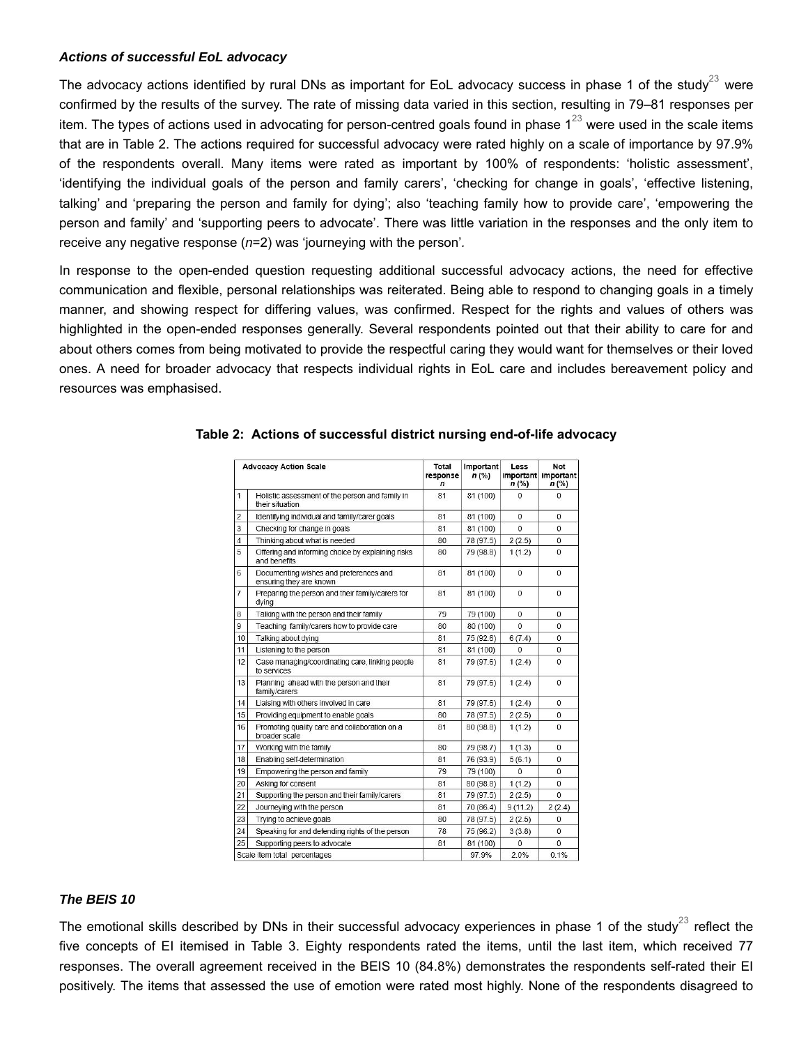### *Actions of successful EoL advocacy*

The advocacy actions identified by rural DNs as important for EoL advocacy success in phase 1 of the study[23] were confirmed by the results of the survey. The rate of missing data varied in this section, resulting in 79–81 responses per item. The types of actions used in advocating for person-centred goals found in phase 1[23] were used in the scale items that are in Table 2. The actions required for successful advocacy were rated highly on a scale of importance by 97.9% of the respondents overall. Many items were rated as important by 100% of respondents: 'holistic assessment', 'identifying the individual goals of the person and family carers', 'checking for change in goals', 'effective listening, talking' and 'preparing the person and family for dying'; also 'teaching family how to provide care', 'empowering the person and family' and 'supporting peers to advocate'. There was little variation in the responses and the only item to receive any negative response (*n*=2) was 'journeying with the person'.

In response to the open-ended question requesting additional successful advocacy actions, the need for effective communication and flexible, personal relationships was reiterated. Being able to respond to changing goals in a timely manner, and showing respect for differing values, was confirmed. Respect for the rights and values of others was highlighted in the open-ended responses generally. Several respondents pointed out that their ability to care for and about others comes from being motivated to provide the respectful caring they would want for themselves or their loved ones. A need for broader advocacy that respects individual rights in EoL care and includes bereavement policy and resources was emphasised.

**Table 2: Actions of successful district nursing end-of-life advocacy**

| | Advocacy Action Scale | Total response *n* | Important *n* (%) | Less important *n* (%) | Not important *n* (%) |
|---|---|---|---|---|---|
| 1 | Holistic assessment of the person and family in their situation | 81 | 81 (100) | 0 | 0 |
| 2 | Identifying individual and family/carer goals | 81 | 81 (100) | 0 | 0 |
| 3 | Checking for change in goals | 81 | 81 (100) | 0 | 0 |
| 4 | Thinking about what is needed | 80 | 78 (97.5) | 2 (2.5) | 0 |
| 5 | Offering and informing choice by explaining risks and benefits | 80 | 79 (98.8) | 1 (1.2) | 0 |
| 6 | Documenting wishes and preferences and ensuring they are known | 81 | 81 (100) | 0 | 0 |
| 7 | Preparing the person and their family/carers for dying | 81 | 81 (100) | 0 | 0 |
| 8 | Talking with the person and their family | 79 | 79 (100) | 0 | 0 |
| 9 | Teaching family/carers how to provide care | 80 | 80 (100) | 0 | 0 |
| 10 | Talking about dying | 81 | 75 (92.6) | 6 (7.4) | 0 |
| 11 | Listening to the person | 81 | 81 (100) | 0 | 0 |
| 12 | Case managing/coordinating care, linking people to services | 81 | 79 (97.6) | 1 (2.4) | 0 |
| 13 | Planning ahead with the person and their family/carers | 81 | 79 (97.6) | 1 (2.4) | 0 |
| 14 | Liaising with others involved in care | 81 | 79 (97.6) | 1 (2.4) | 0 |
| 15 | Providing equipment to enable goals | 80 | 78 (97.5) | 2 (2.5) | 0 |
| 16 | Promoting quality care and collaboration on a broader scale | 81 | 80 (98.8) | 1 (1.2) | 0 |
| 17 | Working with the family | 80 | 79 (98.7) | 1 (1.3) | 0 |
| 18 | Enabling self-determination | 81 | 76 (93.9) | 5 (6.1) | 0 |
| 19 | Empowering the person and family | 79 | 79 (100) | 0 | 0 |
| 20 | Asking for consent | 81 | 80 (98.8) | 1 (1.2) | 0 |
| 21 | Supporting the person and their family/carers | 81 | 79 (97.5) | 2 (2.5) | 0 |
| 22 | Journeying with the person | 81 | 70 (86.4) | 9 (11.2) | 2 (2.4) |
| 23 | Trying to achieve goals | 80 | 78 (97.5) | 2 (2.5) | 0 |
| 24 | Speaking for and defending rights of the person | 78 | 75 (96.2) | 3 (3.8) | 0 |
| 25 | Supporting peers to advocate | 81 | 81 (100) | 0 | 0 |
| Scale item total percentages | | | 97.9% | 2.0% | 0.1% |

### *The BEIS 10*

The emotional skills described by DNs in their successful advocacy experiences in phase 1 of the study[23] reflect the five concepts of EI itemised in Table 3. Eighty respondents rated the items, until the last item, which received 77 responses. The overall agreement received in the BEIS 10 (84.8%) demonstrates the respondents self-rated their EI positively. The items that assessed the use of emotion were rated most highly. None of the respondents disagreed to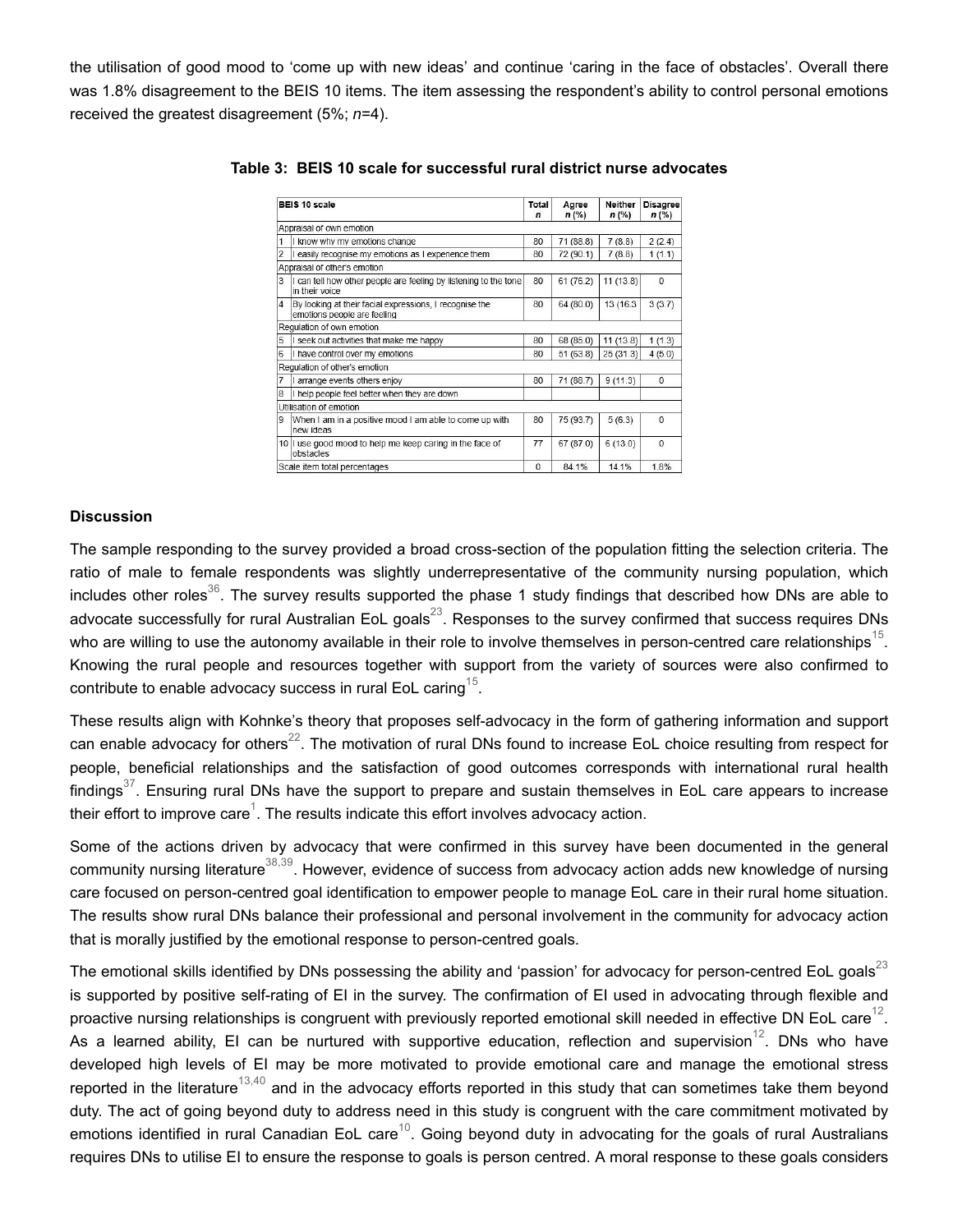the utilisation of good mood to 'come up with new ideas' and continue 'caring in the face of obstacles'. Overall there was 1.8% disagreement to the BEIS 10 items. The item assessing the respondent's ability to control personal emotions received the greatest disagreement (5%; *n*=4).

**Table 3: BEIS 10 scale for successful rural district nurse advocates**

| BEIS 10 scale | | Total *n* | Agree *n* (%) | Neither *n* (%) | Disagree *n* (%) |
|---|---|---|---|---|---|
| Appraisal of own emotion | | | | | |
| 1 | I know why my emotions change | 80 | 71 (88.8) | 7 (8.8) | 2 (2.4) |
| 2 | I easily recognise my emotions as I experience them | 80 | 72 (90.1) | 7 (8.8) | 1 (1.1) |
| Appraisal of other's emotion | | | | | |
| 3 | I can tell how other people are feeling by listening to the tone in their voice | 80 | 61 (76.2) | 11 (13.8) | 0 |
| 4 | By looking at their facial expressions, I recognise the emotions people are feeling | 80 | 64 (80.0) | 13 (16.3 | 3 (3.7) |
| Regulation of own emotion | | | | | |
| 5 | I seek out activities that make me happy | 80 | 68 (85.0) | 11 (13.8) | 1 (1.3) |
| 6 | I have control over my emotions | 80 | 51 (63.8) | 25 (31.3) | 4 (5.0) |
| Regulation of other's emotion | | | | | |
| 7 | I arrange events others enjoy | 80 | 71 (88.7) | 9 (11.3) | 0 |
| 8 | I help people feel better when they are down | | | | |
| Utilisation of emotion | | | | | |
| 9 | When I am in a positive mood I am able to come up with new ideas | 80 | 75 (93.7) | 5 (6.3) | 0 |
| 10 | I use good mood to help me keep caring in the face of obstacles | 77 | 67 (87.0) | 6 (13.0) | 0 |
| Scale item total percentages | | 0 | 84.1% | 14.1% | 1.8% |

### Discussion

The sample responding to the survey provided a broad cross-section of the population fitting the selection criteria. The ratio of male to female respondents was slightly underrepresentative of the community nursing population, which includes other roles[36]. The survey results supported the phase 1 study findings that described how DNs are able to advocate successfully for rural Australian EoL goals[23]. Responses to the survey confirmed that success requires DNs who are willing to use the autonomy available in their role to involve themselves in person-centred care relationships[15]. Knowing the rural people and resources together with support from the variety of sources were also confirmed to contribute to enable advocacy success in rural EoL caring[15].

These results align with Kohnke's theory that proposes self-advocacy in the form of gathering information and support can enable advocacy for others[22]. The motivation of rural DNs found to increase EoL choice resulting from respect for people, beneficial relationships and the satisfaction of good outcomes corresponds with international rural health findings[37]. Ensuring rural DNs have the support to prepare and sustain themselves in EoL care appears to increase their effort to improve care[1]. The results indicate this effort involves advocacy action.

Some of the actions driven by advocacy that were confirmed in this survey have been documented in the general community nursing literature[38,39]. However, evidence of success from advocacy action adds new knowledge of nursing care focused on person-centred goal identification to empower people to manage EoL care in their rural home situation. The results show rural DNs balance their professional and personal involvement in the community for advocacy action that is morally justified by the emotional response to person-centred goals.

The emotional skills identified by DNs possessing the ability and 'passion' for advocacy for person-centred EoL goals[23] is supported by positive self-rating of EI in the survey. The confirmation of EI used in advocating through flexible and proactive nursing relationships is congruent with previously reported emotional skill needed in effective DN EoL care[12]. As a learned ability, EI can be nurtured with supportive education, reflection and supervision[12]. DNs who have developed high levels of EI may be more motivated to provide emotional care and manage the emotional stress reported in the literature[13,40] and in the advocacy efforts reported in this study that can sometimes take them beyond duty. The act of going beyond duty to address need in this study is congruent with the care commitment motivated by emotions identified in rural Canadian EoL care[10]. Going beyond duty in advocating for the goals of rural Australians requires DNs to utilise EI to ensure the response to goals is person centred. A moral response to these goals considers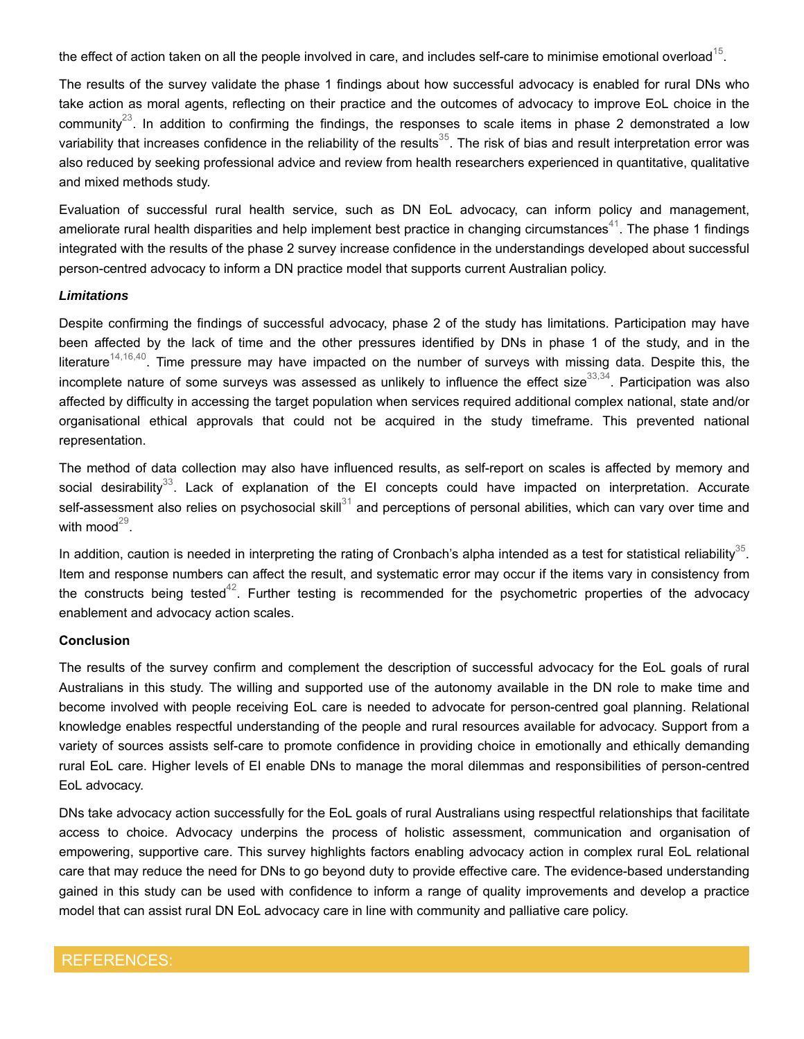the effect of action taken on all the people involved in care, and includes self-care to minimise emotional overload[15].

The results of the survey validate the phase 1 findings about how successful advocacy is enabled for rural DNs who take action as moral agents, reflecting on their practice and the outcomes of advocacy to improve EoL choice in the community[23]. In addition to confirming the findings, the responses to scale items in phase 2 demonstrated a low variability that increases confidence in the reliability of the results[35]. The risk of bias and result interpretation error was also reduced by seeking professional advice and review from health researchers experienced in quantitative, qualitative and mixed methods study.

Evaluation of successful rural health service, such as DN EoL advocacy, can inform policy and management, ameliorate rural health disparities and help implement best practice in changing circumstances[41]. The phase 1 findings integrated with the results of the phase 2 survey increase confidence in the understandings developed about successful person-centred advocacy to inform a DN practice model that supports current Australian policy.

### *Limitations*

Despite confirming the findings of successful advocacy, phase 2 of the study has limitations. Participation may have been affected by the lack of time and the other pressures identified by DNs in phase 1 of the study, and in the literature[14,16,40]. Time pressure may have impacted on the number of surveys with missing data. Despite this, the incomplete nature of some surveys was assessed as unlikely to influence the effect size[33,34]. Participation was also affected by difficulty in accessing the target population when services required additional complex national, state and/or organisational ethical approvals that could not be acquired in the study timeframe. This prevented national representation.

The method of data collection may also have influenced results, as self-report on scales is affected by memory and social desirability[33]. Lack of explanation of the EI concepts could have impacted on interpretation. Accurate self-assessment also relies on psychosocial skill[31] and perceptions of personal abilities, which can vary over time and with mood[29].

In addition, caution is needed in interpreting the rating of Cronbach's alpha intended as a test for statistical reliability[35]. Item and response numbers can affect the result, and systematic error may occur if the items vary in consistency from the constructs being tested[42]. Further testing is recommended for the psychometric properties of the advocacy enablement and advocacy action scales.

## Conclusion

The results of the survey confirm and complement the description of successful advocacy for the EoL goals of rural Australians in this study. The willing and supported use of the autonomy available in the DN role to make time and become involved with people receiving EoL care is needed to advocate for person-centred goal planning. Relational knowledge enables respectful understanding of the people and rural resources available for advocacy. Support from a variety of sources assists self-care to promote confidence in providing choice in emotionally and ethically demanding rural EoL care. Higher levels of EI enable DNs to manage the moral dilemmas and responsibilities of person-centred EoL advocacy.

DNs take advocacy action successfully for the EoL goals of rural Australians using respectful relationships that facilitate access to choice. Advocacy underpins the process of holistic assessment, communication and organisation of empowering, supportive care. This survey highlights factors enabling advocacy action in complex rural EoL relational care that may reduce the need for DNs to go beyond duty to provide effective care. The evidence-based understanding gained in this study can be used with confidence to inform a range of quality improvements and develop a practice model that can assist rural DN EoL advocacy care in line with community and palliative care policy.

## REFERENCES: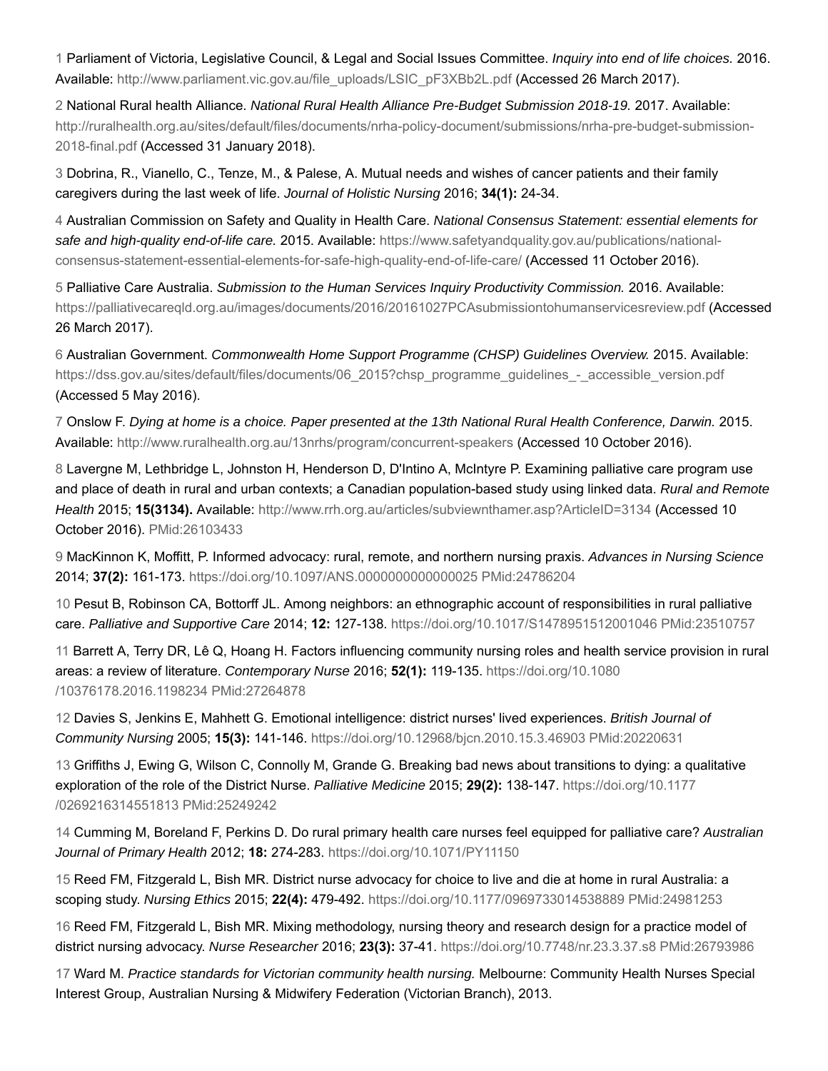1 Parliament of Victoria, Legislative Council, & Legal and Social Issues Committee. *Inquiry into end of life choices.* 2016. Available: http://www.parliament.vic.gov.au/file_uploads/LSIC_pF3XBb2L.pdf (Accessed 26 March 2017).

2 National Rural health Alliance. *National Rural Health Alliance Pre-Budget Submission 2018-19.* 2017. Available: http://ruralhealth.org.au/sites/default/files/documents/nrha-policy-document/submissions/nrha-pre-budget-submission-2018-final.pdf (Accessed 31 January 2018).

3 Dobrina, R., Vianello, C., Tenze, M., & Palese, A. Mutual needs and wishes of cancer patients and their family caregivers during the last week of life. *Journal of Holistic Nursing* 2016; **34(1):** 24-34.

4 Australian Commission on Safety and Quality in Health Care. *National Consensus Statement: essential elements for safe and high-quality end-of-life care.* 2015. Available: https://www.safetyandquality.gov.au/publications/national-consensus-statement-essential-elements-for-safe-high-quality-end-of-life-care/ (Accessed 11 October 2016).

5 Palliative Care Australia. *Submission to the Human Services Inquiry Productivity Commission.* 2016. Available: https://palliativecareqld.org.au/images/documents/2016/20161027PCAsubmissiontohumanservicesreview.pdf (Accessed 26 March 2017).

6 Australian Government. *Commonwealth Home Support Programme (CHSP) Guidelines Overview.* 2015. Available: https://dss.gov.au/sites/default/files/documents/06_2015?chsp_programme_guidelines_-_accessible_version.pdf (Accessed 5 May 2016).

7 Onslow F. *Dying at home is a choice. Paper presented at the 13th National Rural Health Conference, Darwin.* 2015. Available: http://www.ruralhealth.org.au/13nrhs/program/concurrent-speakers (Accessed 10 October 2016).

8 Lavergne M, Lethbridge L, Johnston H, Henderson D, D'Intino A, McIntyre P. Examining palliative care program use and place of death in rural and urban contexts; a Canadian population-based study using linked data. *Rural and Remote Health* 2015; **15(3134).** Available: http://www.rrh.org.au/articles/subviewnthamer.asp?ArticleID=3134 (Accessed 10 October 2016). PMid:26103433

9 MacKinnon K, Moffitt, P. Informed advocacy: rural, remote, and northern nursing praxis. *Advances in Nursing Science* 2014; **37(2):** 161-173. https://doi.org/10.1097/ANS.0000000000000025 PMid:24786204

10 Pesut B, Robinson CA, Bottorff JL. Among neighbors: an ethnographic account of responsibilities in rural palliative care. *Palliative and Supportive Care* 2014; **12:** 127-138. https://doi.org/10.1017/S1478951512001046 PMid:23510757

11 Barrett A, Terry DR, Lê Q, Hoang H. Factors influencing community nursing roles and health service provision in rural areas: a review of literature. *Contemporary Nurse* 2016; **52(1):** 119-135. https://doi.org/10.1080/10376178.2016.1198234 PMid:27264878

12 Davies S, Jenkins E, Mahhett G. Emotional intelligence: district nurses' lived experiences. *British Journal of Community Nursing* 2005; **15(3):** 141-146. https://doi.org/10.12968/bjcn.2010.15.3.46903 PMid:20220631

13 Griffiths J, Ewing G, Wilson C, Connolly M, Grande G. Breaking bad news about transitions to dying: a qualitative exploration of the role of the District Nurse. *Palliative Medicine* 2015; **29(2):** 138-147. https://doi.org/10.1177/0269216314551813 PMid:25249242

14 Cumming M, Boreland F, Perkins D. Do rural primary health care nurses feel equipped for palliative care? *Australian Journal of Primary Health* 2012; **18:** 274-283. https://doi.org/10.1071/PY11150

15 Reed FM, Fitzgerald L, Bish MR. District nurse advocacy for choice to live and die at home in rural Australia: a scoping study. *Nursing Ethics* 2015; **22(4):** 479-492. https://doi.org/10.1177/0969733014538889 PMid:24981253

16 Reed FM, Fitzgerald L, Bish MR. Mixing methodology, nursing theory and research design for a practice model of district nursing advocacy. *Nurse Researcher* 2016; **23(3):** 37-41. https://doi.org/10.7748/nr.23.3.37.s8 PMid:26793986

17 Ward M. *Practice standards for Victorian community health nursing.* Melbourne: Community Health Nurses Special Interest Group, Australian Nursing & Midwifery Federation (Victorian Branch), 2013.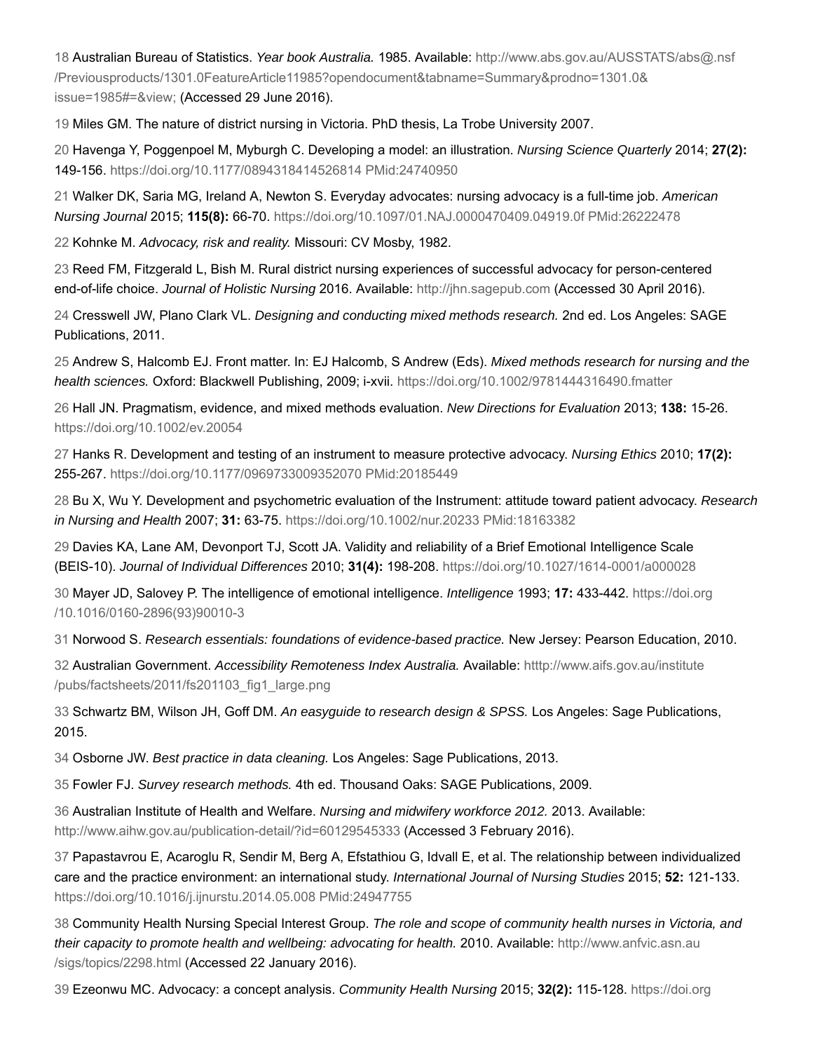18 Australian Bureau of Statistics. *Year book Australia.* 1985. Available: http://www.abs.gov.au/AUSSTATS/abs@.nsf/Previousproducts/1301.0FeatureArticle11985?opendocument&tabname=Summary&prodno=1301.0&issue=1985#=&view; (Accessed 29 June 2016).

19 Miles GM. The nature of district nursing in Victoria. PhD thesis, La Trobe University 2007.

20 Havenga Y, Poggenpoel M, Myburgh C. Developing a model: an illustration. *Nursing Science Quarterly* 2014; **27(2):** 149-156. https://doi.org/10.1177/0894318414526814 PMid:24740950

21 Walker DK, Saria MG, Ireland A, Newton S. Everyday advocates: nursing advocacy is a full-time job. *American Nursing Journal* 2015; **115(8):** 66-70. https://doi.org/10.1097/01.NAJ.0000470409.04919.0f PMid:26222478

22 Kohnke M. *Advocacy, risk and reality.* Missouri: CV Mosby, 1982.

23 Reed FM, Fitzgerald L, Bish M. Rural district nursing experiences of successful advocacy for person-centered end-of-life choice. *Journal of Holistic Nursing* 2016. Available: http://jhn.sagepub.com (Accessed 30 April 2016).

24 Cresswell JW, Plano Clark VL. *Designing and conducting mixed methods research.* 2nd ed. Los Angeles: SAGE Publications, 2011.

25 Andrew S, Halcomb EJ. Front matter. In: EJ Halcomb, S Andrew (Eds). *Mixed methods research for nursing and the health sciences.* Oxford: Blackwell Publishing, 2009; i-xvii. https://doi.org/10.1002/9781444316490.fmatter

26 Hall JN. Pragmatism, evidence, and mixed methods evaluation. *New Directions for Evaluation* 2013; **138:** 15-26. https://doi.org/10.1002/ev.20054

27 Hanks R. Development and testing of an instrument to measure protective advocacy. *Nursing Ethics* 2010; **17(2):** 255-267. https://doi.org/10.1177/0969733009352070 PMid:20185449

28 Bu X, Wu Y. Development and psychometric evaluation of the Instrument: attitude toward patient advocacy. *Research in Nursing and Health* 2007; **31:** 63-75. https://doi.org/10.1002/nur.20233 PMid:18163382

29 Davies KA, Lane AM, Devonport TJ, Scott JA. Validity and reliability of a Brief Emotional Intelligence Scale (BEIS-10). *Journal of Individual Differences* 2010; **31(4):** 198-208. https://doi.org/10.1027/1614-0001/a000028

30 Mayer JD, Salovey P. The intelligence of emotional intelligence. *Intelligence* 1993; **17:** 433-442. https://doi.org/10.1016/0160-2896(93)90010-3

31 Norwood S. *Research essentials: foundations of evidence-based practice.* New Jersey: Pearson Education, 2010.

32 Australian Government. *Accessibility Remoteness Index Australia.* Available: htttp://www.aifs.gov.au/institute/pubs/factsheets/2011/fs201103_fig1_large.png

33 Schwartz BM, Wilson JH, Goff DM. *An easyguide to research design & SPSS.* Los Angeles: Sage Publications, 2015.

34 Osborne JW. *Best practice in data cleaning.* Los Angeles: Sage Publications, 2013.

35 Fowler FJ. *Survey research methods.* 4th ed. Thousand Oaks: SAGE Publications, 2009.

36 Australian Institute of Health and Welfare. *Nursing and midwifery workforce 2012.* 2013. Available: http://www.aihw.gov.au/publication-detail/?id=60129545333 (Accessed 3 February 2016).

37 Papastavrou E, Acaroglu R, Sendir M, Berg A, Efstathiou G, Idvall E, et al. The relationship between individualized care and the practice environment: an international study. *International Journal of Nursing Studies* 2015; **52:** 121-133. https://doi.org/10.1016/j.ijnurstu.2014.05.008 PMid:24947755

38 Community Health Nursing Special Interest Group. *The role and scope of community health nurses in Victoria, and their capacity to promote health and wellbeing: advocating for health.* 2010. Available: http://www.anfvic.asn.au/sigs/topics/2298.html (Accessed 22 January 2016).

39 Ezeonwu MC. Advocacy: a concept analysis. *Community Health Nursing* 2015; **32(2):** 115-128. https://doi.org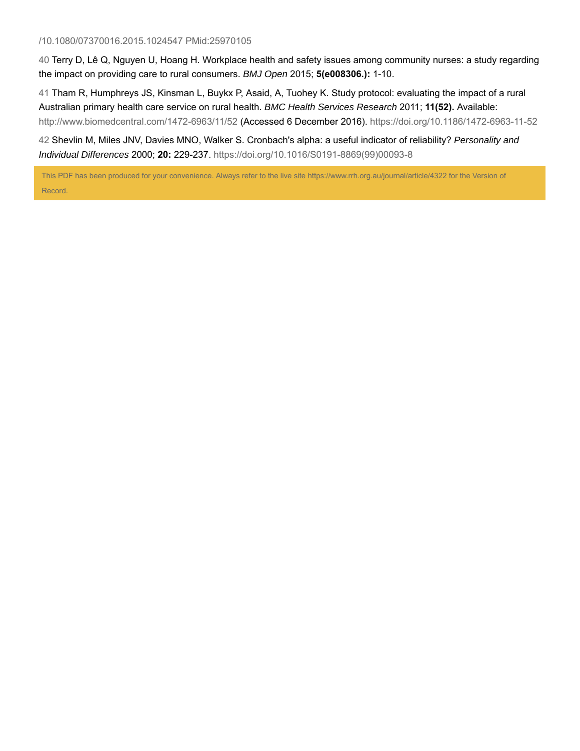/10.1080/07370016.2015.1024547 PMid:25970105

40 Terry D, Lê Q, Nguyen U, Hoang H. Workplace health and safety issues among community nurses: a study regarding the impact on providing care to rural consumers. *BMJ Open* 2015; **5(e008306.):** 1-10.

41 Tham R, Humphreys JS, Kinsman L, Buykx P, Asaid, A, Tuohey K. Study protocol: evaluating the impact of a rural Australian primary health care service on rural health. *BMC Health Services Research* 2011; **11(52).** Available: http://www.biomedcentral.com/1472-6963/11/52 (Accessed 6 December 2016). https://doi.org/10.1186/1472-6963-11-52

42 Shevlin M, Miles JNV, Davies MNO, Walker S. Cronbach's alpha: a useful indicator of reliability? *Personality and Individual Differences* 2000; **20:** 229-237. https://doi.org/10.1016/S0191-8869(99)00093-8

This PDF has been produced for your convenience. Always refer to the live site https://www.rrh.org.au/journal/article/4322 for the Version of Record.